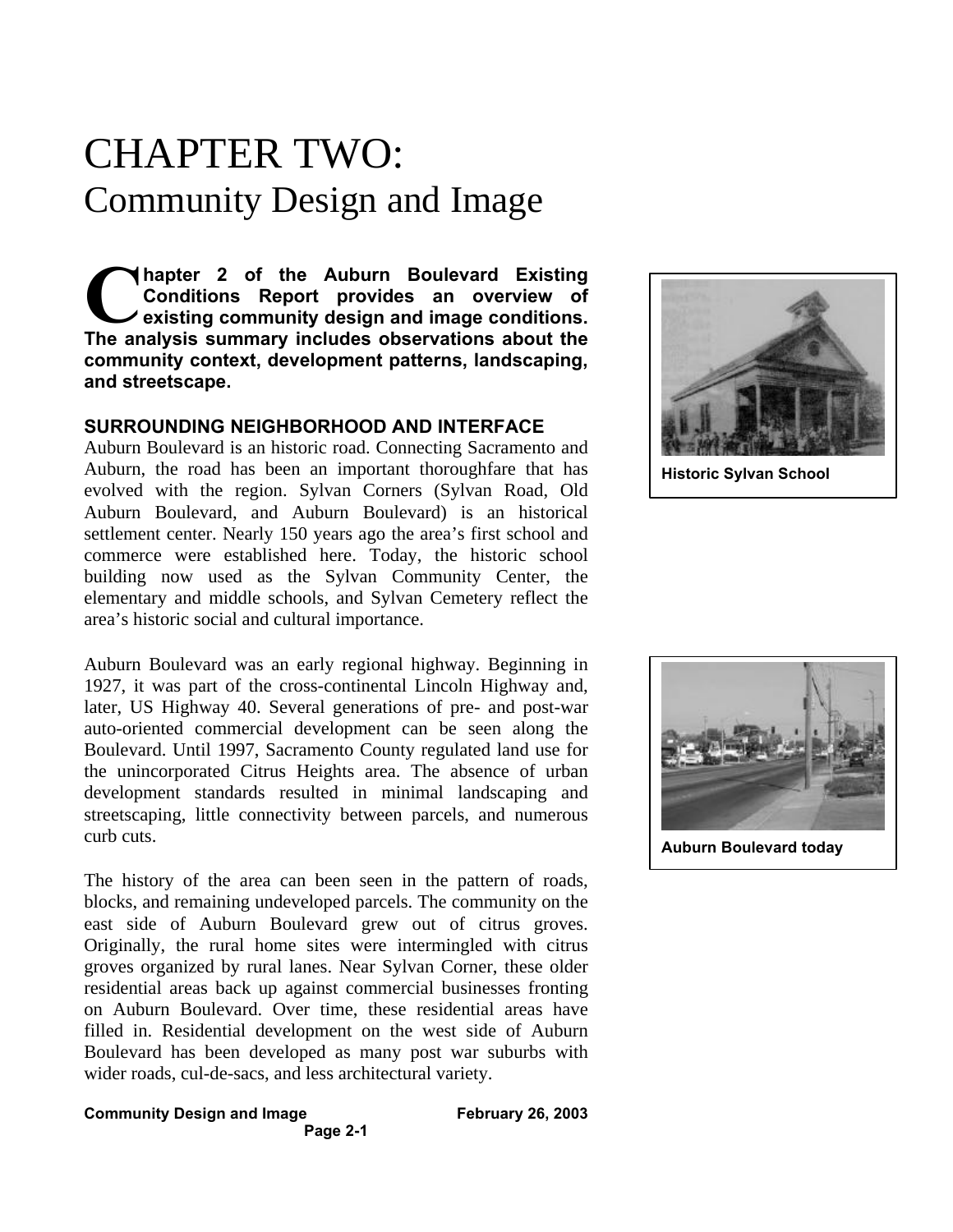# CHAPTER TWO:
## Community Design and Image

**Chapter 2 of the Auburn Boulevard Existing Conditions Report provides an overview of existing community design and image conditions. The analysis summary includes observations about the community context, development patterns, landscaping, and streetscape.**

Historic Sylvan School

### SURROUNDING NEIGHBORHOOD AND INTERFACE

Auburn Boulevard is an historic road. Connecting Sacramento and Auburn, the road has been an important thoroughfare that has evolved with the region. Sylvan Corners (Sylvan Road, Old Auburn Boulevard, and Auburn Boulevard) is an historical settlement center. Nearly 150 years ago the area's first school and commerce were established here. Today, the historic school building now used as the Sylvan Community Center, the elementary and middle schools, and Sylvan Cemetery reflect the area's historic social and cultural importance.

Auburn Boulevard today

Auburn Boulevard was an early regional highway. Beginning in 1927, it was part of the cross-continental Lincoln Highway and, later, US Highway 40. Several generations of pre- and post-war auto-oriented commercial development can be seen along the Boulevard. Until 1997, Sacramento County regulated land use for the unincorporated Citrus Heights area. The absence of urban development standards resulted in minimal landscaping and streetscaping, little connectivity between parcels, and numerous curb cuts.

The history of the area can been seen in the pattern of roads, blocks, and remaining undeveloped parcels. The community on the east side of Auburn Boulevard grew out of citrus groves. Originally, the rural home sites were intermingled with citrus groves organized by rural lanes. Near Sylvan Corner, these older residential areas back up against commercial businesses fronting on Auburn Boulevard. Over time, these residential areas have filled in. Residential development on the west side of Auburn Boulevard has been developed as many post war suburbs with wider roads, cul-de-sacs, and less architectural variety.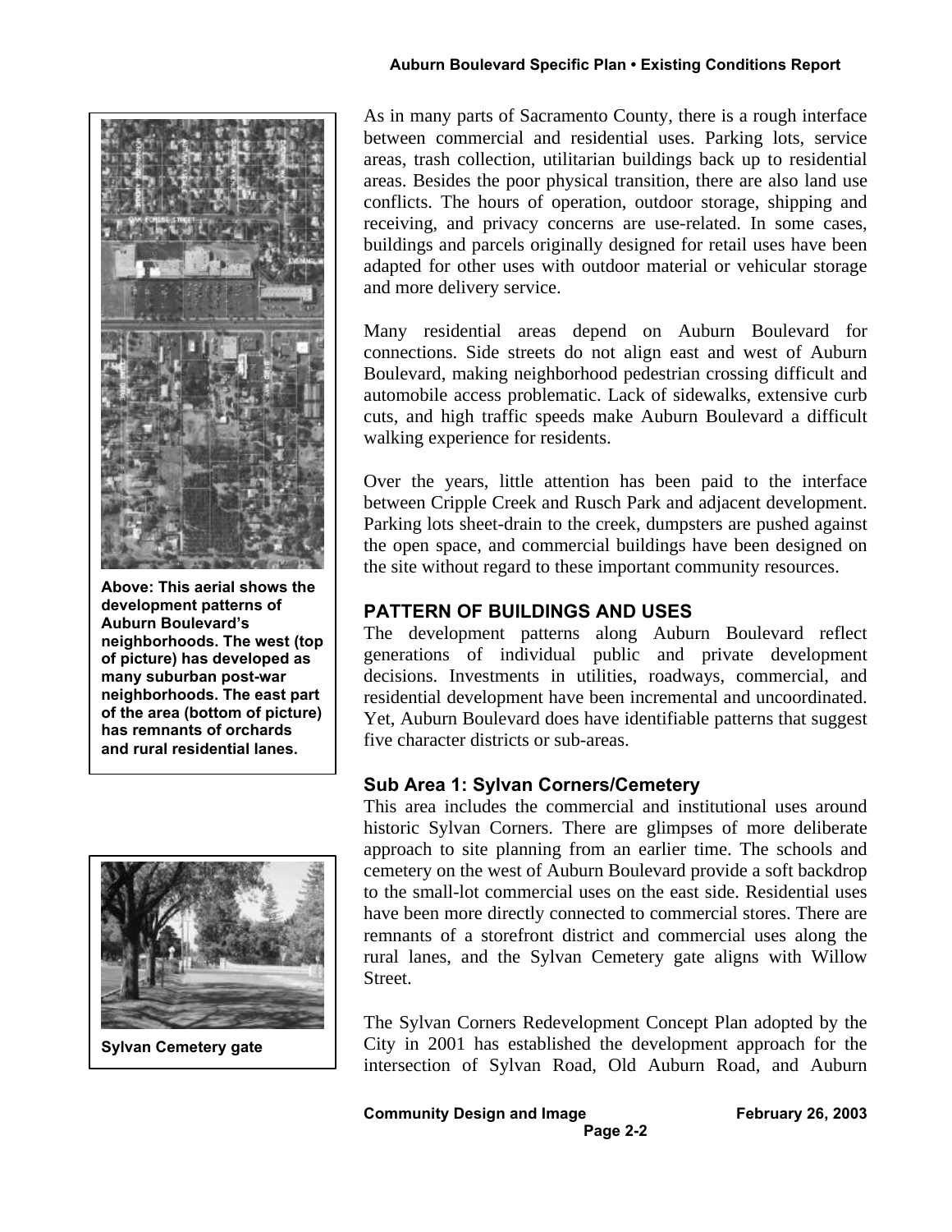As in many parts of Sacramento County, there is a rough interface between commercial and residential uses. Parking lots, service areas, trash collection, utilitarian buildings back up to residential areas. Besides the poor physical transition, there are also land use conflicts. The hours of operation, outdoor storage, shipping and receiving, and privacy concerns are use-related. In some cases, buildings and parcels originally designed for retail uses have been adapted for other uses with outdoor material or vehicular storage and more delivery service.

Many residential areas depend on Auburn Boulevard for connections. Side streets do not align east and west of Auburn Boulevard, making neighborhood pedestrian crossing difficult and automobile access problematic. Lack of sidewalks, extensive curb cuts, and high traffic speeds make Auburn Boulevard a difficult walking experience for residents.

Over the years, little attention has been paid to the interface between Cripple Creek and Rusch Park and adjacent development. Parking lots sheet-drain to the creek, dumpsters are pushed against the open space, and commercial buildings have been designed on the site without regard to these important community resources.

**Above: This aerial shows the development patterns of Auburn Boulevard's neighborhoods. The west (top of picture) has developed as many suburban post-war neighborhoods. The east part of the area (bottom of picture) has remnants of orchards and rural residential lanes.**

## PATTERN OF BUILDINGS AND USES

The development patterns along Auburn Boulevard reflect generations of individual public and private development decisions. Investments in utilities, roadways, commercial, and residential development have been incremental and uncoordinated. Yet, Auburn Boulevard does have identifiable patterns that suggest five character districts or sub-areas.

### Sub Area 1: Sylvan Corners/Cemetery

This area includes the commercial and institutional uses around historic Sylvan Corners. There are glimpses of more deliberate approach to site planning from an earlier time. The schools and cemetery on the west of Auburn Boulevard provide a soft backdrop to the small-lot commercial uses on the east side. Residential uses have been more directly connected to commercial stores. There are remnants of a storefront district and commercial uses along the rural lanes, and the Sylvan Cemetery gate aligns with Willow Street.

**Sylvan Cemetery gate**

The Sylvan Corners Redevelopment Concept Plan adopted by the City in 2001 has established the development approach for the intersection of Sylvan Road, Old Auburn Road, and Auburn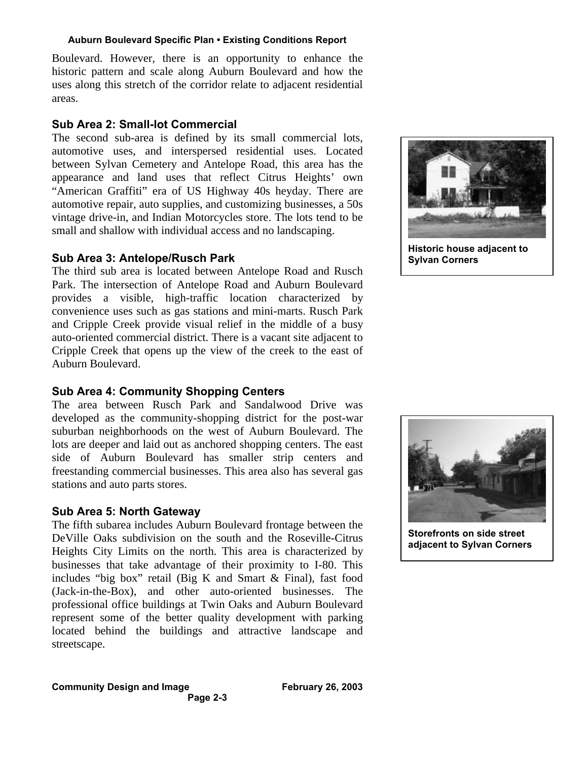Boulevard. However, there is an opportunity to enhance the historic pattern and scale along Auburn Boulevard and how the uses along this stretch of the corridor relate to adjacent residential areas.

### Sub Area 2: Small-lot Commercial

The second sub-area is defined by its small commercial lots, automotive uses, and interspersed residential uses. Located between Sylvan Cemetery and Antelope Road, this area has the appearance and land uses that reflect Citrus Heights' own "American Graffiti" era of US Highway 40s heyday. There are automotive repair, auto supplies, and customizing businesses, a 50s vintage drive-in, and Indian Motorcycles store. The lots tend to be small and shallow with individual access and no landscaping.

**Historic house adjacent to Sylvan Corners**

### Sub Area 3: Antelope/Rusch Park

The third sub area is located between Antelope Road and Rusch Park. The intersection of Antelope Road and Auburn Boulevard provides a visible, high-traffic location characterized by convenience uses such as gas stations and mini-marts. Rusch Park and Cripple Creek provide visual relief in the middle of a busy auto-oriented commercial district. There is a vacant site adjacent to Cripple Creek that opens up the view of the creek to the east of Auburn Boulevard.

### Sub Area 4: Community Shopping Centers

The area between Rusch Park and Sandalwood Drive was developed as the community-shopping district for the post-war suburban neighborhoods on the west of Auburn Boulevard. The lots are deeper and laid out as anchored shopping centers. The east side of Auburn Boulevard has smaller strip centers and freestanding commercial businesses. This area also has several gas stations and auto parts stores.

**Storefronts on side street adjacent to Sylvan Corners**

### Sub Area 5: North Gateway

The fifth subarea includes Auburn Boulevard frontage between the DeVille Oaks subdivision on the south and the Roseville-Citrus Heights City Limits on the north. This area is characterized by businesses that take advantage of their proximity to I-80. This includes "big box" retail (Big K and Smart & Final), fast food (Jack-in-the-Box), and other auto-oriented businesses. The professional office buildings at Twin Oaks and Auburn Boulevard represent some of the better quality development with parking located behind the buildings and attractive landscape and streetscape.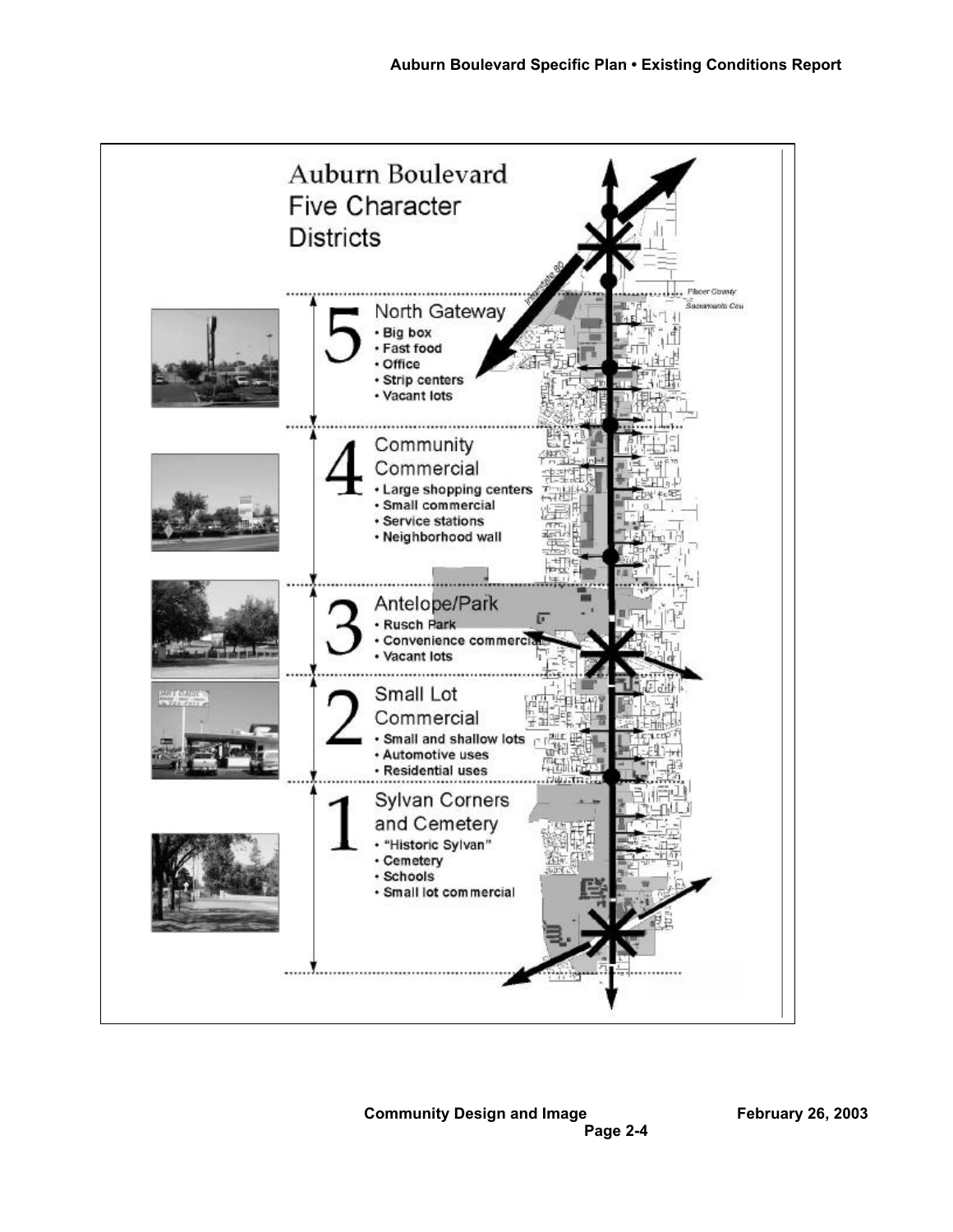# Auburn Boulevard Five Character Districts

## 5 North Gateway

- Big box
- Fast food
- Office
- Strip centers
- Vacant lots

## 4 Community Commercial

- Large shopping centers
- Small commercial
- Service stations
- Neighborhood wall

## 3 Antelope/Park

- Rusch Park
- Convenience commercial
- Vacant lots

## 2 Small Lot Commercial

- Small and shallow lots
- Automotive uses
- Residential uses

## 1 Sylvan Corners and Cemetery

- "Historic Sylvan"
- Cemetery
- Schools
- Small lot commercial

Interstate 80

Placer County

Sacramento County

Community Design and Image

February 26, 2003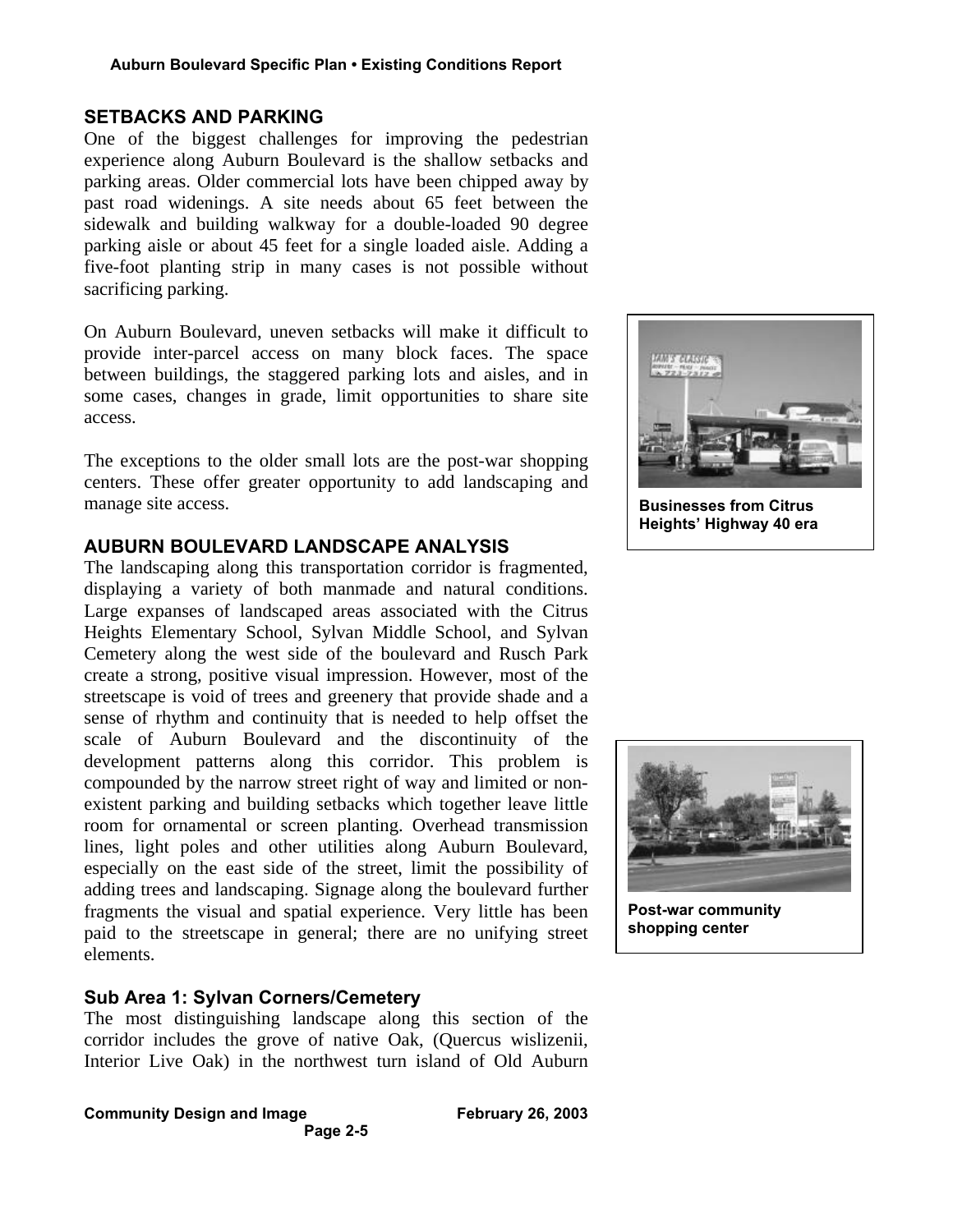## SETBACKS AND PARKING

One of the biggest challenges for improving the pedestrian experience along Auburn Boulevard is the shallow setbacks and parking areas. Older commercial lots have been chipped away by past road widenings. A site needs about 65 feet between the sidewalk and building walkway for a double-loaded 90 degree parking aisle or about 45 feet for a single loaded aisle. Adding a five-foot planting strip in many cases is not possible without sacrificing parking.

On Auburn Boulevard, uneven setbacks will make it difficult to provide inter-parcel access on many block faces. The space between buildings, the staggered parking lots and aisles, and in some cases, changes in grade, limit opportunities to share site access.

The exceptions to the older small lots are the post-war shopping centers. These offer greater opportunity to add landscaping and manage site access.

Businesses from Citrus Heights' Highway 40 era

## AUBURN BOULEVARD LANDSCAPE ANALYSIS

The landscaping along this transportation corridor is fragmented, displaying a variety of both manmade and natural conditions. Large expanses of landscaped areas associated with the Citrus Heights Elementary School, Sylvan Middle School, and Sylvan Cemetery along the west side of the boulevard and Rusch Park create a strong, positive visual impression. However, most of the streetscape is void of trees and greenery that provide shade and a sense of rhythm and continuity that is needed to help offset the scale of Auburn Boulevard and the discontinuity of the development patterns along this corridor. This problem is compounded by the narrow street right of way and limited or non-existent parking and building setbacks which together leave little room for ornamental or screen planting. Overhead transmission lines, light poles and other utilities along Auburn Boulevard, especially on the east side of the street, limit the possibility of adding trees and landscaping. Signage along the boulevard further fragments the visual and spatial experience. Very little has been paid to the streetscape in general; there are no unifying street elements.

Post-war community shopping center

### Sub Area 1: Sylvan Corners/Cemetery

The most distinguishing landscape along this section of the corridor includes the grove of native Oak, (Quercus wislizenii, Interior Live Oak) in the northwest turn island of Old Auburn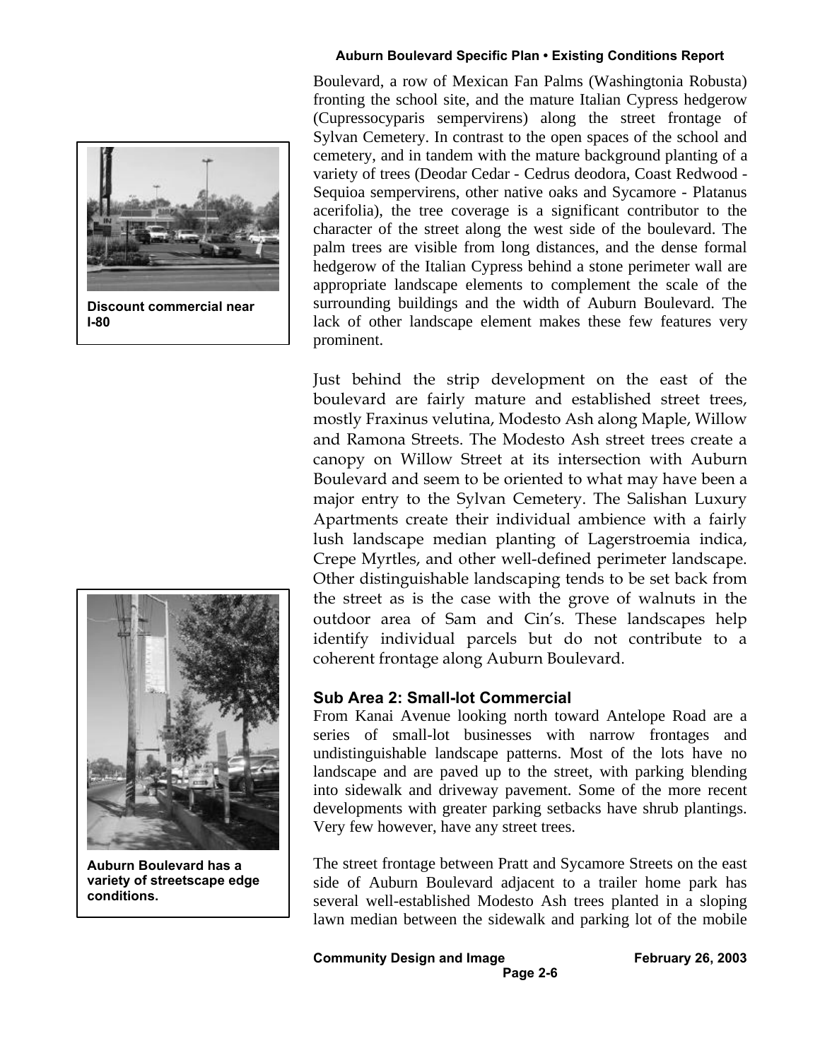Boulevard, a row of Mexican Fan Palms (Washingtonia Robusta) fronting the school site, and the mature Italian Cypress hedgerow (Cupressocyparis sempervirens) along the street frontage of Sylvan Cemetery. In contrast to the open spaces of the school and cemetery, and in tandem with the mature background planting of a variety of trees (Deodar Cedar - Cedrus deodora, Coast Redwood - Sequioa sempervirens, other native oaks and Sycamore - Platanus acerifolia), the tree coverage is a significant contributor to the character of the street along the west side of the boulevard. The palm trees are visible from long distances, and the dense formal hedgerow of the Italian Cypress behind a stone perimeter wall are appropriate landscape elements to complement the scale of the surrounding buildings and the width of Auburn Boulevard. The lack of other landscape element makes these few features very prominent.

**Discount commercial near I-80**

Just behind the strip development on the east of the boulevard are fairly mature and established street trees, mostly Fraxinus velutina, Modesto Ash along Maple, Willow and Ramona Streets. The Modesto Ash street trees create a canopy on Willow Street at its intersection with Auburn Boulevard and seem to be oriented to what may have been a major entry to the Sylvan Cemetery. The Salishan Luxury Apartments create their individual ambience with a fairly lush landscape median planting of Lagerstroemia indica, Crepe Myrtles, and other well-defined perimeter landscape. Other distinguishable landscaping tends to be set back from the street as is the case with the grove of walnuts in the outdoor area of Sam and Cin's. These landscapes help identify individual parcels but do not contribute to a coherent frontage along Auburn Boulevard.

**Auburn Boulevard has a variety of streetscape edge conditions.**

### Sub Area 2: Small-lot Commercial

From Kanai Avenue looking north toward Antelope Road are a series of small-lot businesses with narrow frontages and undistinguishable landscape patterns. Most of the lots have no landscape and are paved up to the street, with parking blending into sidewalk and driveway pavement. Some of the more recent developments with greater parking setbacks have shrub plantings. Very few however, have any street trees.

The street frontage between Pratt and Sycamore Streets on the east side of Auburn Boulevard adjacent to a trailer home park has several well-established Modesto Ash trees planted in a sloping lawn median between the sidewalk and parking lot of the mobile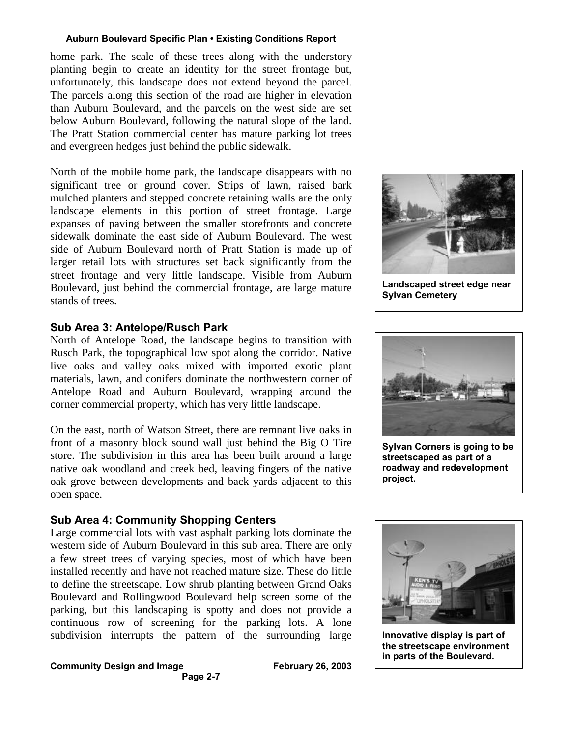home park. The scale of these trees along with the understory planting begin to create an identity for the street frontage but, unfortunately, this landscape does not extend beyond the parcel. The parcels along this section of the road are higher in elevation than Auburn Boulevard, and the parcels on the west side are set below Auburn Boulevard, following the natural slope of the land. The Pratt Station commercial center has mature parking lot trees and evergreen hedges just behind the public sidewalk.

North of the mobile home park, the landscape disappears with no significant tree or ground cover. Strips of lawn, raised bark mulched planters and stepped concrete retaining walls are the only landscape elements in this portion of street frontage. Large expanses of paving between the smaller storefronts and concrete sidewalk dominate the east side of Auburn Boulevard. The west side of Auburn Boulevard north of Pratt Station is made up of larger retail lots with structures set back significantly from the street frontage and very little landscape. Visible from Auburn Boulevard, just behind the commercial frontage, are large mature stands of trees.

### Sub Area 3: Antelope/Rusch Park

North of Antelope Road, the landscape begins to transition with Rusch Park, the topographical low spot along the corridor. Native live oaks and valley oaks mixed with imported exotic plant materials, lawn, and conifers dominate the northwestern corner of Antelope Road and Auburn Boulevard, wrapping around the corner commercial property, which has very little landscape.

On the east, north of Watson Street, there are remnant live oaks in front of a masonry block sound wall just behind the Big O Tire store. The subdivision in this area has been built around a large native oak woodland and creek bed, leaving fingers of the native oak grove between developments and back yards adjacent to this open space.

### Sub Area 4: Community Shopping Centers

Large commercial lots with vast asphalt parking lots dominate the western side of Auburn Boulevard in this sub area. There are only a few street trees of varying species, most of which have been installed recently and have not reached mature size. These do little to define the streetscape. Low shrub planting between Grand Oaks Boulevard and Rollingwood Boulevard help screen some of the parking, but this landscaping is spotty and does not provide a continuous row of screening for the parking lots. A lone subdivision interrupts the pattern of the surrounding large

**Landscaped street edge near Sylvan Cemetery**

**Sylvan Corners is going to be streetscaped as part of a roadway and redevelopment project.**

**Innovative display is part of the streetscape environment in parts of the Boulevard.**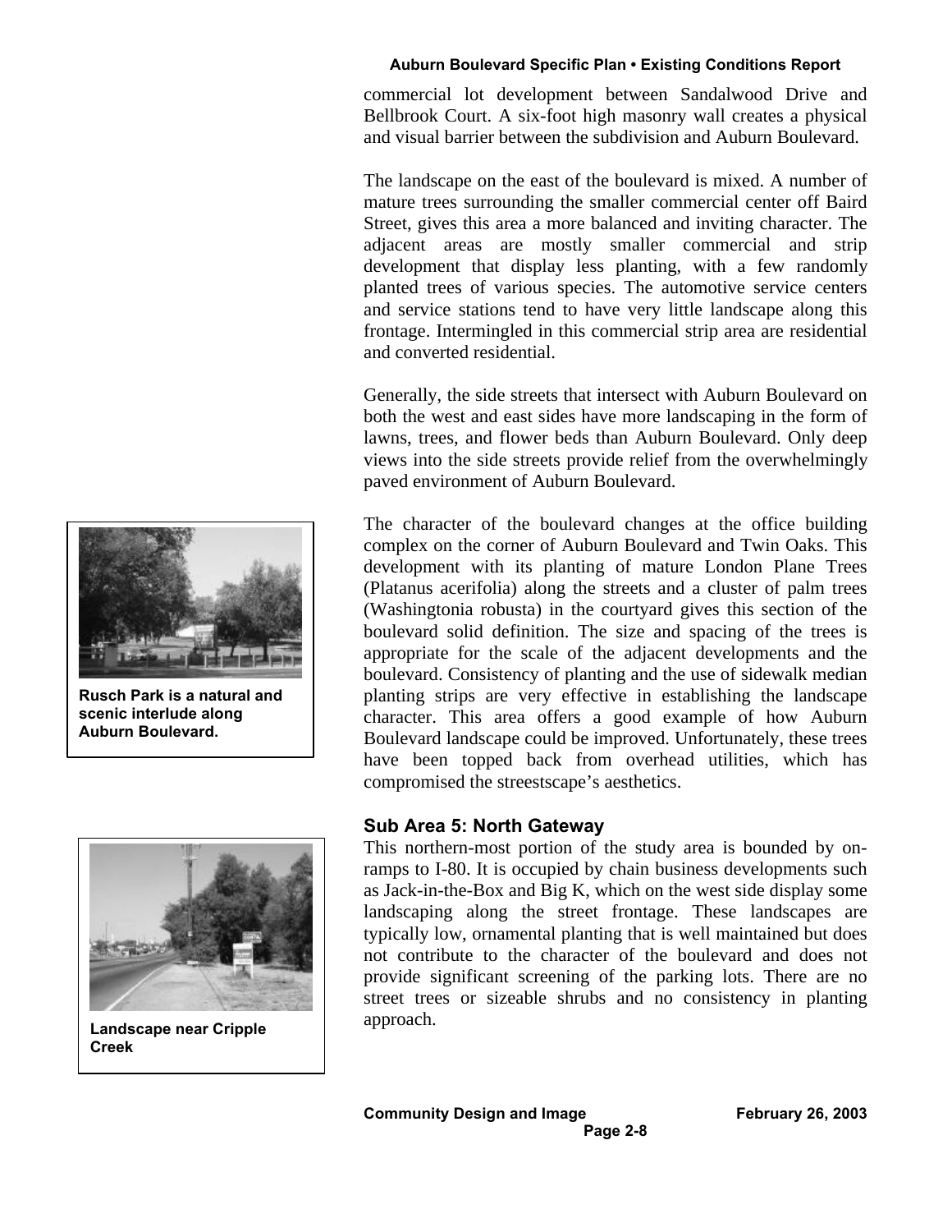commercial lot development between Sandalwood Drive and Bellbrook Court. A six-foot high masonry wall creates a physical and visual barrier between the subdivision and Auburn Boulevard.

The landscape on the east of the boulevard is mixed. A number of mature trees surrounding the smaller commercial center off Baird Street, gives this area a more balanced and inviting character. The adjacent areas are mostly smaller commercial and strip development that display less planting, with a few randomly planted trees of various species. The automotive service centers and service stations tend to have very little landscape along this frontage. Intermingled in this commercial strip area are residential and converted residential.

Generally, the side streets that intersect with Auburn Boulevard on both the west and east sides have more landscaping in the form of lawns, trees, and flower beds than Auburn Boulevard. Only deep views into the side streets provide relief from the overwhelmingly paved environment of Auburn Boulevard.

The character of the boulevard changes at the office building complex on the corner of Auburn Boulevard and Twin Oaks. This development with its planting of mature London Plane Trees (Platanus acerifolia) along the streets and a cluster of palm trees (Washingtonia robusta) in the courtyard gives this section of the boulevard solid definition. The size and spacing of the trees is appropriate for the scale of the adjacent developments and the boulevard. Consistency of planting and the use of sidewalk median planting strips are very effective in establishing the landscape character. This area offers a good example of how Auburn Boulevard landscape could be improved. Unfortunately, these trees have been topped back from overhead utilities, which has compromised the streestscape's aesthetics.

**Rusch Park is a natural and scenic interlude along Auburn Boulevard.**

### Sub Area 5: North Gateway

This northern-most portion of the study area is bounded by on-ramps to I-80. It is occupied by chain business developments such as Jack-in-the-Box and Big K, which on the west side display some landscaping along the street frontage. These landscapes are typically low, ornamental planting that is well maintained but does not contribute to the character of the boulevard and does not provide significant screening of the parking lots. There are no street trees or sizeable shrubs and no consistency in planting approach.

**Landscape near Cripple Creek**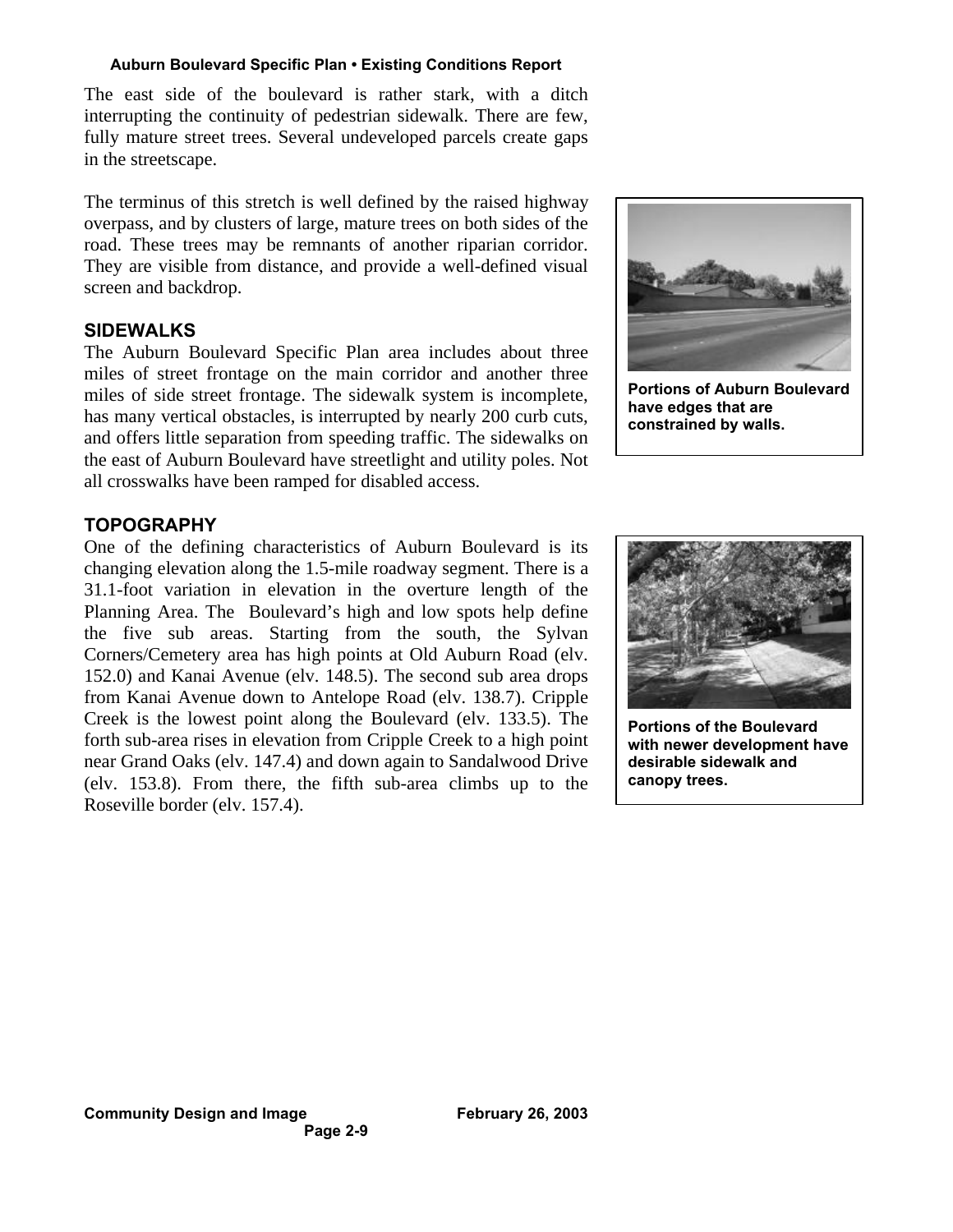The east side of the boulevard is rather stark, with a ditch interrupting the continuity of pedestrian sidewalk. There are few, fully mature street trees. Several undeveloped parcels create gaps in the streetscape.

The terminus of this stretch is well defined by the raised highway overpass, and by clusters of large, mature trees on both sides of the road. These trees may be remnants of another riparian corridor. They are visible from distance, and provide a well-defined visual screen and backdrop.

**Portions of Auburn Boulevard have edges that are constrained by walls.**

## SIDEWALKS

The Auburn Boulevard Specific Plan area includes about three miles of street frontage on the main corridor and another three miles of side street frontage. The sidewalk system is incomplete, has many vertical obstacles, is interrupted by nearly 200 curb cuts, and offers little separation from speeding traffic. The sidewalks on the east of Auburn Boulevard have streetlight and utility poles. Not all crosswalks have been ramped for disabled access.

## TOPOGRAPHY

One of the defining characteristics of Auburn Boulevard is its changing elevation along the 1.5-mile roadway segment. There is a 31.1-foot variation in elevation in the overture length of the Planning Area. The Boulevard's high and low spots help define the five sub areas. Starting from the south, the Sylvan Corners/Cemetery area has high points at Old Auburn Road (elv. 152.0) and Kanai Avenue (elv. 148.5). The second sub area drops from Kanai Avenue down to Antelope Road (elv. 138.7). Cripple Creek is the lowest point along the Boulevard (elv. 133.5). The forth sub-area rises in elevation from Cripple Creek to a high point near Grand Oaks (elv. 147.4) and down again to Sandalwood Drive (elv. 153.8). From there, the fifth sub-area climbs up to the Roseville border (elv. 157.4).

**Portions of the Boulevard with newer development have desirable sidewalk and canopy trees.**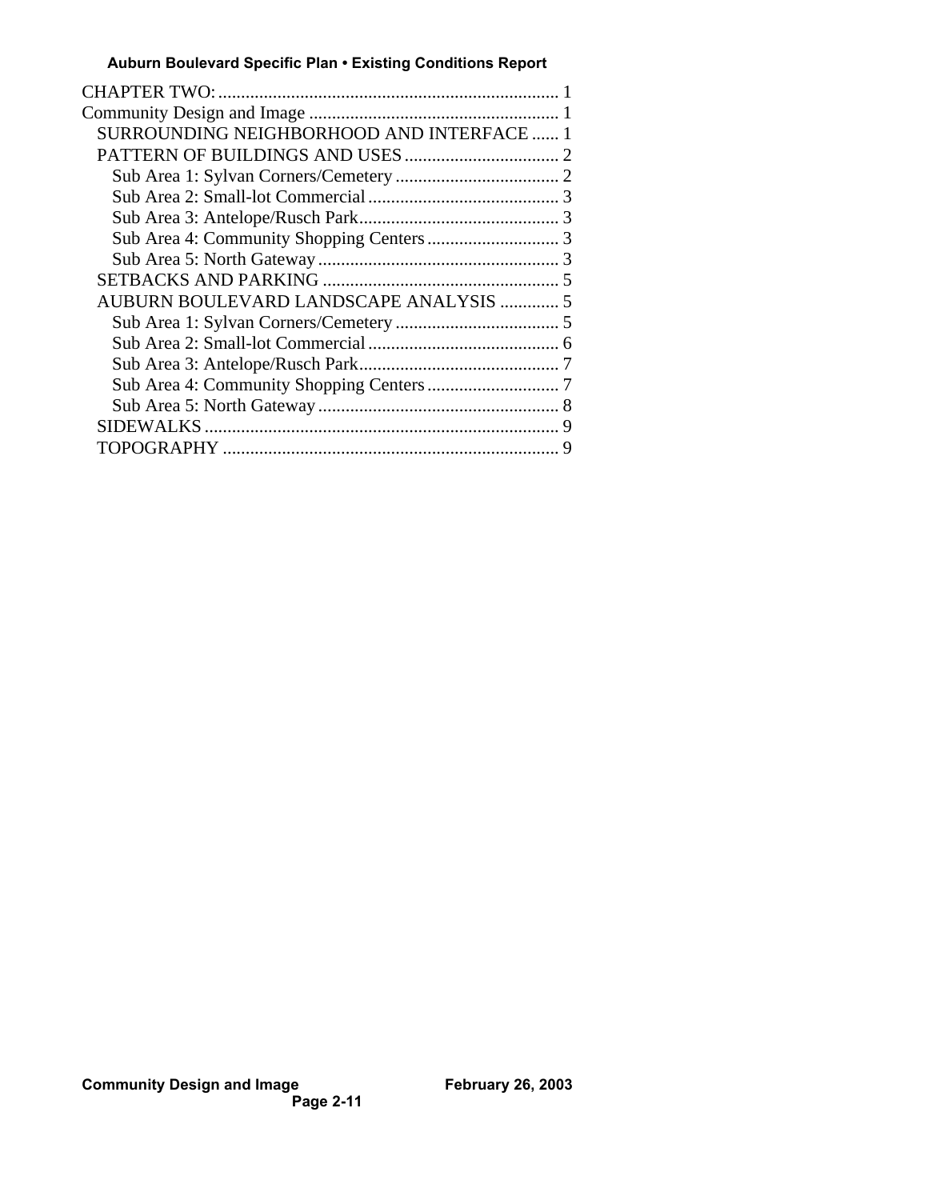CHAPTER TWO: .......................................................................... 1
Community Design and Image ....................................................... 1
  SURROUNDING NEIGHBORHOOD AND INTERFACE ...... 1
  PATTERN OF BUILDINGS AND USES .................................. 2
    Sub Area 1: Sylvan Corners/Cemetery .................................... 2
    Sub Area 2: Small-lot Commercial .......................................... 3
    Sub Area 3: Antelope/Rusch Park............................................ 3
    Sub Area 4: Community Shopping Centers ............................. 3
    Sub Area 5: North Gateway ..................................................... 3
  SETBACKS AND PARKING .................................................... 5
  AUBURN BOULEVARD LANDSCAPE ANALYSIS ............. 5
    Sub Area 1: Sylvan Corners/Cemetery .................................... 5
    Sub Area 2: Small-lot Commercial .......................................... 6
    Sub Area 3: Antelope/Rusch Park............................................ 7
    Sub Area 4: Community Shopping Centers ............................. 7
    Sub Area 5: North Gateway ..................................................... 8
  SIDEWALKS ............................................................................. 9
  TOPOGRAPHY .......................................................................... 9